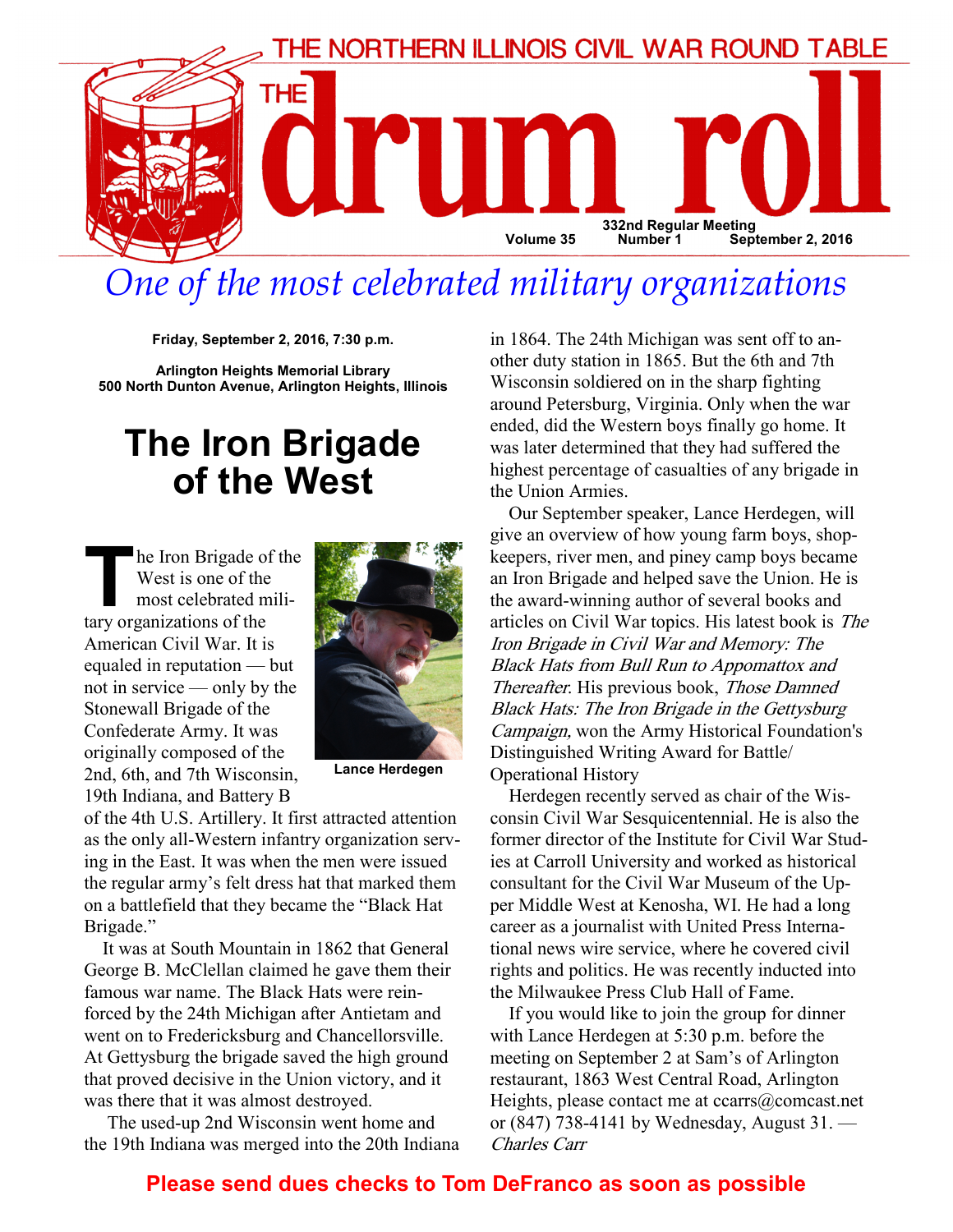THE NORTHERN ILLINOIS CIVIL WAR ROUND TABLE

# THE drum roll

Volume 35 | 332nd Regular Meeting Number 1 | September 2, 2016

*One of the most celebrated military organizations*

**Friday, September 2, 2016, 7:30 p.m.**

**Arlington Heights Memorial Library**
**500 North Dunton Avenue, Arlington Heights, Illinois**

## The Iron Brigade of the West

The Iron Brigade of the West is one of the most celebrated military organizations of the American Civil War. It is equaled in reputation — but not in service — only by the Stonewall Brigade of the Confederate Army. It was originally composed of the 2nd, 6th, and 7th Wisconsin, 19th Indiana, and Battery B of the 4th U.S. Artillery. It first attracted attention as the only all-Western infantry organization serving in the East. It was when the men were issued the regular army's felt dress hat that marked them on a battlefield that they became the "Black Hat Brigade."

**Lance Herdegen**

It was at South Mountain in 1862 that General George B. McClellan claimed he gave them their famous war name. The Black Hats were reinforced by the 24th Michigan after Antietam and went on to Fredericksburg and Chancellorsville. At Gettysburg the brigade saved the high ground that proved decisive in the Union victory, and it was there that it was almost destroyed.

The used-up 2nd Wisconsin went home and the 19th Indiana was merged into the 20th Indiana in 1864. The 24th Michigan was sent off to another duty station in 1865. But the 6th and 7th Wisconsin soldiered on in the sharp fighting around Petersburg, Virginia. Only when the war ended, did the Western boys finally go home. It was later determined that they had suffered the highest percentage of casualties of any brigade in the Union Armies.

Our September speaker, Lance Herdegen, will give an overview of how young farm boys, shopkeepers, river men, and piney camp boys became an Iron Brigade and helped save the Union. He is the award-winning author of several books and articles on Civil War topics. His latest book is *The Iron Brigade in Civil War and Memory: The Black Hats from Bull Run to Appomattox and Thereafter*. His previous book, *Those Damned Black Hats: The Iron Brigade in the Gettysburg Campaign,* won the Army Historical Foundation's Distinguished Writing Award for Battle/Operational History

Herdegen recently served as chair of the Wisconsin Civil War Sesquicentennial. He is also the former director of the Institute for Civil War Studies at Carroll University and worked as historical consultant for the Civil War Museum of the Upper Middle West at Kenosha, WI. He had a long career as a journalist with United Press International news wire service, where he covered civil rights and politics. He was recently inducted into the Milwaukee Press Club Hall of Fame.

If you would like to join the group for dinner with Lance Herdegen at 5:30 p.m. before the meeting on September 2 at Sam's of Arlington restaurant, 1863 West Central Road, Arlington Heights, please contact me at ccarrs@comcast.net or (847) 738-4141 by Wednesday, August 31. — *Charles Carr*

**Please send dues checks to Tom DeFranco as soon as possible**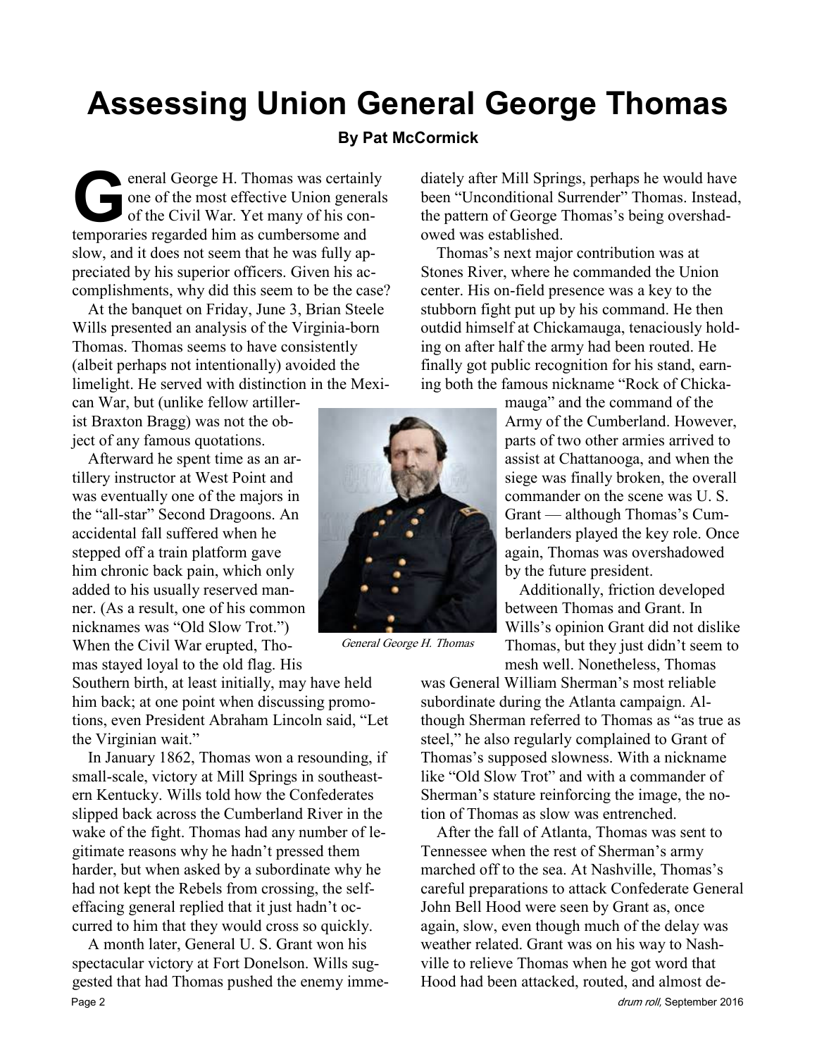# Assessing Union General George Thomas

**By Pat McCormick**

General George H. Thomas was certainly one of the most effective Union generals of the Civil War. Yet many of his contemporaries regarded him as cumbersome and slow, and it does not seem that he was fully appreciated by his superior officers. Given his accomplishments, why did this seem to be the case?

At the banquet on Friday, June 3, Brian Steele Wills presented an analysis of the Virginia-born Thomas. Thomas seems to have consistently (albeit perhaps not intentionally) avoided the limelight. He served with distinction in the Mexican War, but (unlike fellow artillerist Braxton Bragg) was not the object of any famous quotations.

Afterward he spent time as an artillery instructor at West Point and was eventually one of the majors in the "all-star" Second Dragoons. An accidental fall suffered when he stepped off a train platform gave him chronic back pain, which only added to his usually reserved manner. (As a result, one of his common nicknames was "Old Slow Trot.") When the Civil War erupted, Thomas stayed loyal to the old flag. His Southern birth, at least initially, may have held him back; at one point when discussing promotions, even President Abraham Lincoln said, "Let the Virginian wait."

*General George H. Thomas*

In January 1862, Thomas won a resounding, if small-scale, victory at Mill Springs in southeastern Kentucky. Wills told how the Confederates slipped back across the Cumberland River in the wake of the fight. Thomas had any number of legitimate reasons why he hadn't pressed them harder, but when asked by a subordinate why he had not kept the Rebels from crossing, the self-effacing general replied that it just hadn't occurred to him that they would cross so quickly.

A month later, General U. S. Grant won his spectacular victory at Fort Donelson. Wills suggested that had Thomas pushed the enemy immediately after Mill Springs, perhaps he would have been "Unconditional Surrender" Thomas. Instead, the pattern of George Thomas's being overshadowed was established.

Thomas's next major contribution was at Stones River, where he commanded the Union center. His on-field presence was a key to the stubborn fight put up by his command. He then outdid himself at Chickamauga, tenaciously holding on after half the army had been routed. He finally got public recognition for his stand, earning both the famous nickname "Rock of Chickamauga" and the command of the Army of the Cumberland. However, parts of two other armies arrived to assist at Chattanooga, and when the siege was finally broken, the overall commander on the scene was U. S. Grant — although Thomas's Cumberlanders played the key role. Once again, Thomas was overshadowed by the future president.

Additionally, friction developed between Thomas and Grant. In Wills's opinion Grant did not dislike Thomas, but they just didn't seem to mesh well. Nonetheless, Thomas was General William Sherman's most reliable subordinate during the Atlanta campaign. Although Sherman referred to Thomas as "as true as steel," he also regularly complained to Grant of Thomas's supposed slowness. With a nickname like "Old Slow Trot" and with a commander of Sherman's stature reinforcing the image, the notion of Thomas as slow was entrenched.

After the fall of Atlanta, Thomas was sent to Tennessee when the rest of Sherman's army marched off to the sea. At Nashville, Thomas's careful preparations to attack Confederate General John Bell Hood were seen by Grant as, once again, slow, even though much of the delay was weather related. Grant was on his way to Nashville to relieve Thomas when he got word that Hood had been attacked, routed, and almost de-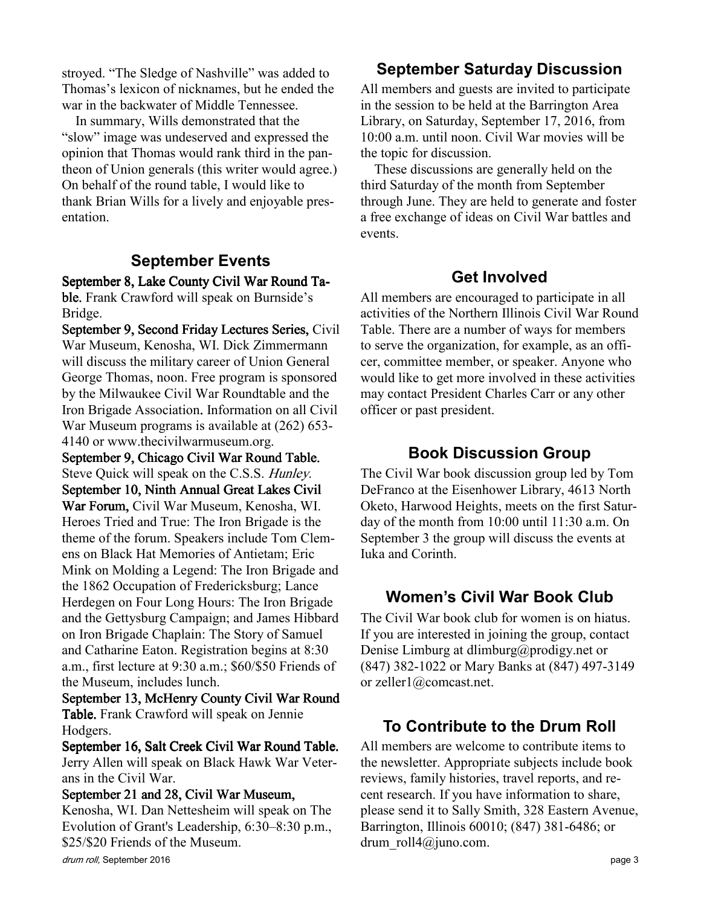stroyed. "The Sledge of Nashville" was added to Thomas's lexicon of nicknames, but he ended the war in the backwater of Middle Tennessee.

In summary, Wills demonstrated that the "slow" image was undeserved and expressed the opinion that Thomas would rank third in the pantheon of Union generals (this writer would agree.) On behalf of the round table, I would like to thank Brian Wills for a lively and enjoyable presentation.

## September Events

**September 8, Lake County Civil War Round Table.** Frank Crawford will speak on Burnside's Bridge.

**September 9, Second Friday Lectures Series,** Civil War Museum, Kenosha, WI. Dick Zimmermann will discuss the military career of Union General George Thomas, noon. Free program is sponsored by the Milwaukee Civil War Roundtable and the Iron Brigade Association. Information on all Civil War Museum programs is available at (262) 653-4140 or www.thecivilwarmuseum.org.

**September 9, Chicago Civil War Round Table.** Steve Quick will speak on the C.S.S. *Hunley.*

**September 10, Ninth Annual Great Lakes Civil War Forum,** Civil War Museum, Kenosha, WI. Heroes Tried and True: The Iron Brigade is the theme of the forum. Speakers include Tom Clemens on Black Hat Memories of Antietam; Eric Mink on Molding a Legend: The Iron Brigade and the 1862 Occupation of Fredericksburg; Lance Herdegen on Four Long Hours: The Iron Brigade and the Gettysburg Campaign; and James Hibbard on Iron Brigade Chaplain: The Story of Samuel and Catharine Eaton. Registration begins at 8:30 a.m., first lecture at 9:30 a.m.; $60/$50 Friends of the Museum, includes lunch.

**September 13, McHenry County Civil War Round Table.** Frank Crawford will speak on Jennie Hodgers.

**September 16, Salt Creek Civil War Round Table.** Jerry Allen will speak on Black Hawk War Veterans in the Civil War.

**September 21 and 28, Civil War Museum,** Kenosha, WI. Dan Nettesheim will speak on The Evolution of Grant's Leadership, 6:30–8:30 p.m., $25/$20 Friends of the Museum.

## September Saturday Discussion

All members and guests are invited to participate in the session to be held at the Barrington Area Library, on Saturday, September 17, 2016, from 10:00 a.m. until noon. Civil War movies will be the topic for discussion.

These discussions are generally held on the third Saturday of the month from September through June. They are held to generate and foster a free exchange of ideas on Civil War battles and events.

## Get Involved

All members are encouraged to participate in all activities of the Northern Illinois Civil War Round Table. There are a number of ways for members to serve the organization, for example, as an officer, committee member, or speaker. Anyone who would like to get more involved in these activities may contact President Charles Carr or any other officer or past president.

## Book Discussion Group

The Civil War book discussion group led by Tom DeFranco at the Eisenhower Library, 4613 North Oketo, Harwood Heights, meets on the first Saturday of the month from 10:00 until 11:30 a.m. On September 3 the group will discuss the events at Iuka and Corinth.

## Women's Civil War Book Club

The Civil War book club for women is on hiatus. If you are interested in joining the group, contact Denise Limburg at dlimburg@prodigy.net or (847) 382-1022 or Mary Banks at (847) 497-3149 or zeller1@comcast.net.

## To Contribute to the Drum Roll

All members are welcome to contribute items to the newsletter. Appropriate subjects include book reviews, family histories, travel reports, and recent research. If you have information to share, please send it to Sally Smith, 328 Eastern Avenue, Barrington, Illinois 60010; (847) 381-6486; or drum_roll4@juno.com.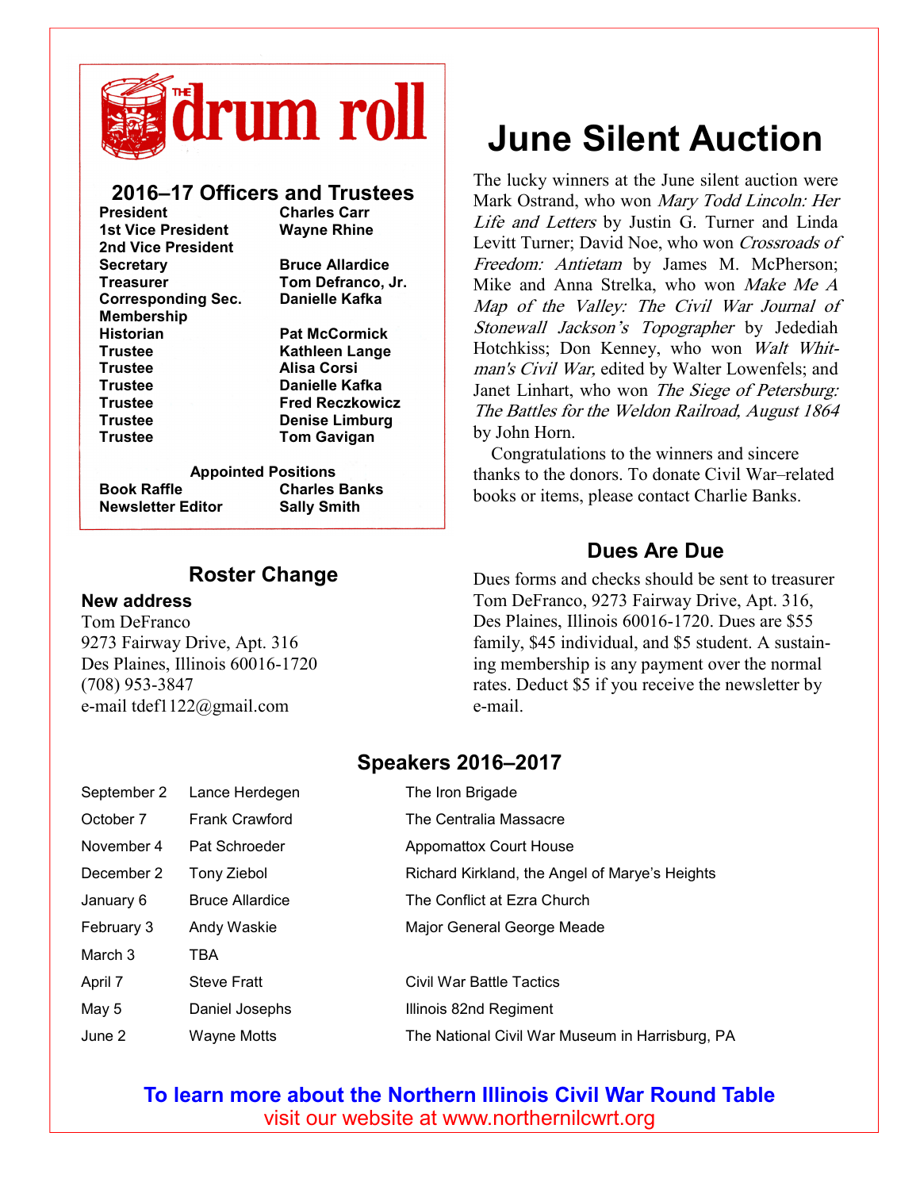# the drum roll

## 2016–17 Officers and Trustees

| | |
|---|---|
| **President** | **Charles Carr** |
| **1st Vice President** | **Wayne Rhine** |
| **2nd Vice President** | |
| **Secretary** | **Bruce Allardice** |
| **Treasurer** | **Tom Defranco, Jr.** |
| **Corresponding Sec.** | **Danielle Kafka** |
| **Membership** | |
| **Historian** | **Pat McCormick** |
| **Trustee** | **Kathleen Lange** |
| **Trustee** | **Alisa Corsi** |
| **Trustee** | **Danielle Kafka** |
| **Trustee** | **Fred Reczkowicz** |
| **Trustee** | **Denise Limburg** |
| **Trustee** | **Tom Gavigan** |

**Appointed Positions**

| | |
|---|---|
| **Book Raffle** | **Charles Banks** |
| **Newsletter Editor** | **Sally Smith** |

## Roster Change

**New address**

Tom DeFranco
9273 Fairway Drive, Apt. 316
Des Plaines, Illinois 60016-1720
(708) 953-3847
e-mail tdef1122@gmail.com

# June Silent Auction

The lucky winners at the June silent auction were Mark Ostrand, who won *Mary Todd Lincoln: Her Life and Letters* by Justin G. Turner and Linda Levitt Turner; David Noe, who won *Crossroads of Freedom: Antietam* by James M. McPherson; Mike and Anna Strelka, who won *Make Me A Map of the Valley: The Civil War Journal of Stonewall Jackson's Topographer* by Jedediah Hotchkiss; Don Kenney, who won *Walt Whitman's Civil War,* edited by Walter Lowenfels; and Janet Linhart, who won *The Siege of Petersburg: The Battles for the Weldon Railroad, August 1864* by John Horn.

Congratulations to the winners and sincere thanks to the donors. To donate Civil War–related books or items, please contact Charlie Banks.

## Dues Are Due

Dues forms and checks should be sent to treasurer Tom DeFranco, 9273 Fairway Drive, Apt. 316, Des Plaines, Illinois 60016-1720. Dues are $55 family, $45 individual, and $5 student. A sustaining membership is any payment over the normal rates. Deduct $5 if you receive the newsletter by e-mail.

## Speakers 2016–2017

| | | |
|---|---|---|
| September 2 | Lance Herdegen | The Iron Brigade |
| October 7 | Frank Crawford | The Centralia Massacre |
| November 4 | Pat Schroeder | Appomattox Court House |
| December 2 | Tony Ziebol | Richard Kirkland, the Angel of Marye's Heights |
| January 6 | Bruce Allardice | The Conflict at Ezra Church |
| February 3 | Andy Waskie | Major General George Meade |
| March 3 | TBA | |
| April 7 | Steve Fratt | Civil War Battle Tactics |
| May 5 | Daniel Josephs | Illinois 82nd Regiment |
| June 2 | Wayne Motts | The National Civil War Museum in Harrisburg, PA |

**To learn more about the Northern Illinois Civil War Round Table**
visit our website at www.northernilcwrt.org